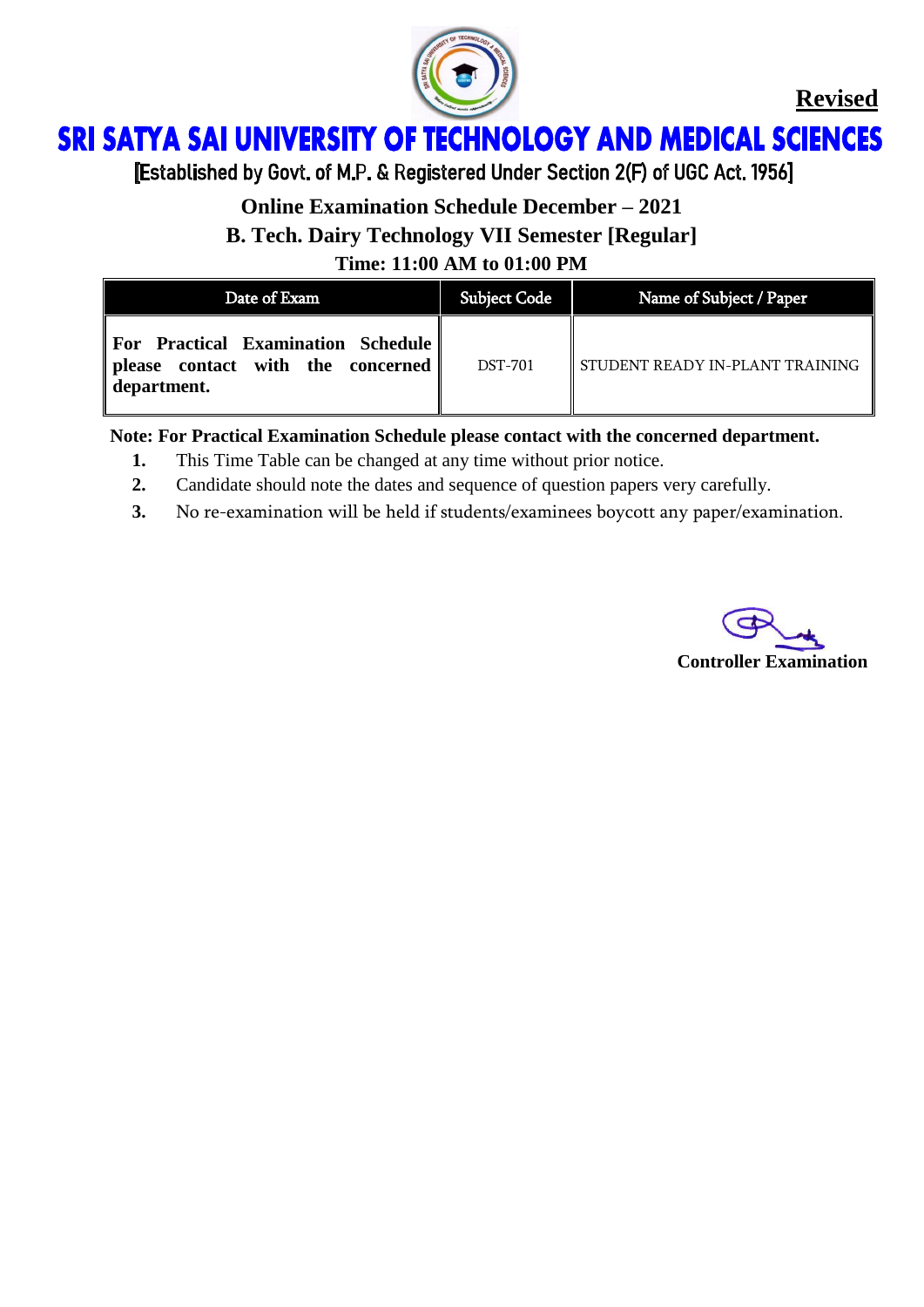**Revised**

# SRI SATYA SAI UNIVERSITY OF TECHNOLOGY AND MEDICAL SCIENCES

[Established by Govt. of M.P. & Registered Under Section 2(F) of UGC Act. 1956]

## Online Examination Schedule December – 2021

## B. Tech. Dairy Technology VII Semester [Regular]

### Time: 11:00 AM to 01:00 PM

| Date of Exam | Subject Code | Name of Subject / Paper |
|---|---|---|
| **For Practical Examination Schedule please contact with the concerned department.** | DST-701 | STUDENT READY IN-PLANT TRAINING |

**Note: For Practical Examination Schedule please contact with the concerned department.**

1. This Time Table can be changed at any time without prior notice.
2. Candidate should note the dates and sequence of question papers very carefully.
3. No re-examination will be held if students/examinees boycott any paper/examination.

**Controller Examination**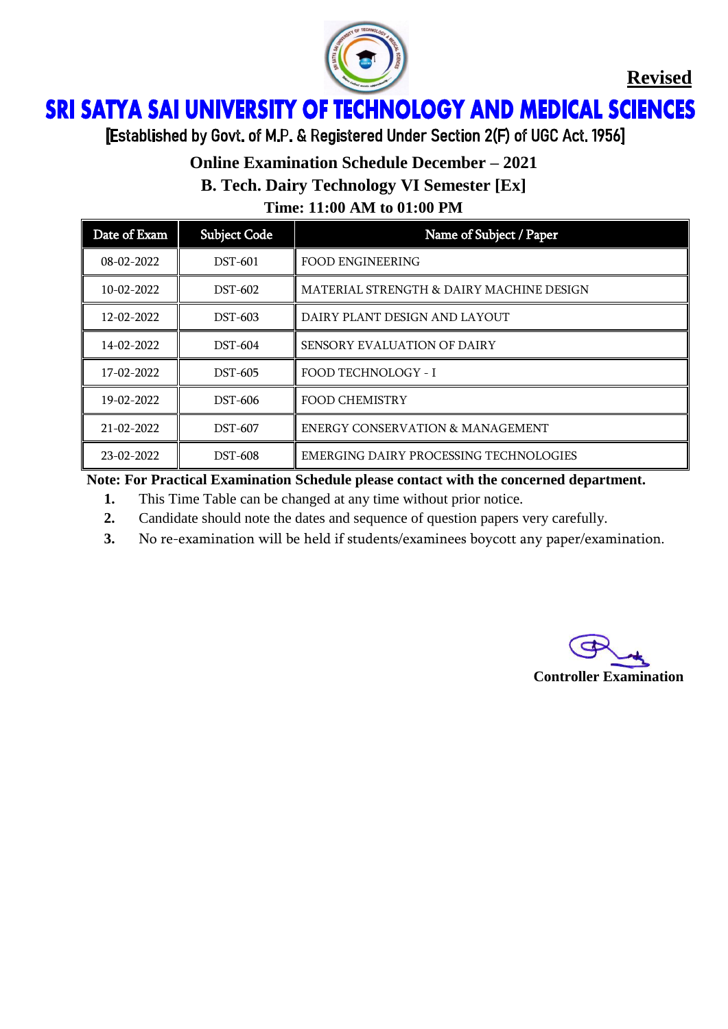**Revised**

# SRI SATYA SAI UNIVERSITY OF TECHNOLOGY AND MEDICAL SCIENCES

[Established by Govt. of M.P. & Registered Under Section 2(F) of UGC Act. 1956]

## Online Examination Schedule December – 2021

## B. Tech. Dairy Technology VI Semester [Ex]

### Time: 11:00 AM to 01:00 PM

| Date of Exam | Subject Code | Name of Subject / Paper |
|---|---|---|
| 08-02-2022 | DST-601 | FOOD ENGINEERING |
| 10-02-2022 | DST-602 | MATERIAL STRENGTH & DAIRY MACHINE DESIGN |
| 12-02-2022 | DST-603 | DAIRY PLANT DESIGN AND LAYOUT |
| 14-02-2022 | DST-604 | SENSORY EVALUATION OF DAIRY |
| 17-02-2022 | DST-605 | FOOD TECHNOLOGY - I |
| 19-02-2022 | DST-606 | FOOD CHEMISTRY |
| 21-02-2022 | DST-607 | ENERGY CONSERVATION & MANAGEMENT |
| 23-02-2022 | DST-608 | EMERGING DAIRY PROCESSING TECHNOLOGIES |

**Note: For Practical Examination Schedule please contact with the concerned department.**

1. This Time Table can be changed at any time without prior notice.
2. Candidate should note the dates and sequence of question papers very carefully.
3. No re-examination will be held if students/examinees boycott any paper/examination.

**Controller Examination**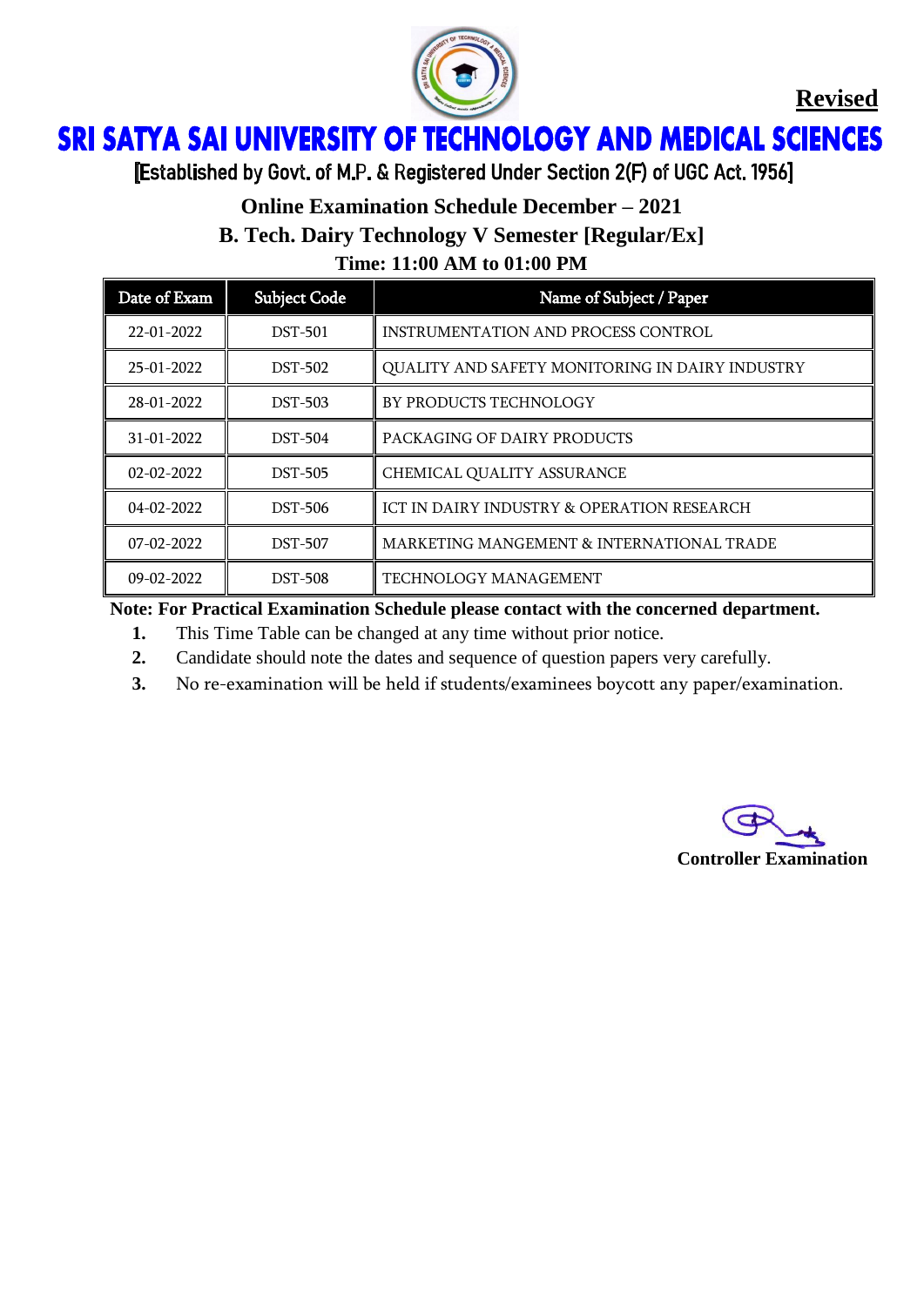**Revised**

# SRI SATYA SAI UNIVERSITY OF TECHNOLOGY AND MEDICAL SCIENCES

[Established by Govt. of M.P. & Registered Under Section 2(F) of UGC Act. 1956]

## Online Examination Schedule December – 2021

## B. Tech. Dairy Technology V Semester [Regular/Ex]

### Time: 11:00 AM to 01:00 PM

| Date of Exam | Subject Code | Name of Subject / Paper |
|---|---|---|
| 22-01-2022 | DST-501 | INSTRUMENTATION AND PROCESS CONTROL |
| 25-01-2022 | DST-502 | QUALITY AND SAFETY MONITORING IN DAIRY INDUSTRY |
| 28-01-2022 | DST-503 | BY PRODUCTS TECHNOLOGY |
| 31-01-2022 | DST-504 | PACKAGING OF DAIRY PRODUCTS |
| 02-02-2022 | DST-505 | CHEMICAL QUALITY ASSURANCE |
| 04-02-2022 | DST-506 | ICT IN DAIRY INDUSTRY & OPERATION RESEARCH |
| 07-02-2022 | DST-507 | MARKETING MANGEMENT & INTERNATIONAL TRADE |
| 09-02-2022 | DST-508 | TECHNOLOGY MANAGEMENT |

**Note: For Practical Examination Schedule please contact with the concerned department.**

1. This Time Table can be changed at any time without prior notice.
2. Candidate should note the dates and sequence of question papers very carefully.
3. No re-examination will be held if students/examinees boycott any paper/examination.

**Controller Examination**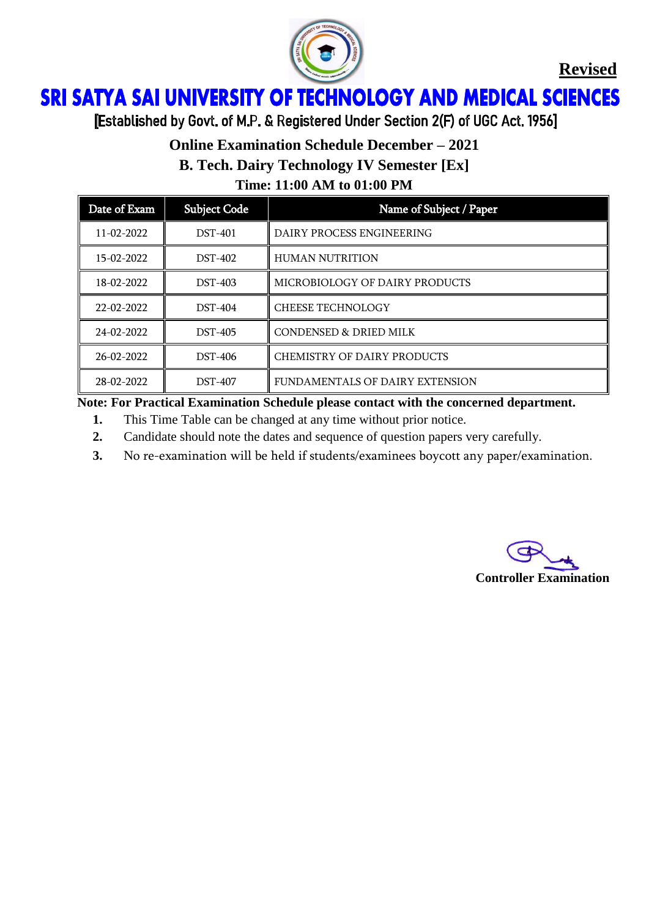**Revised**

# SRI SATYA SAI UNIVERSITY OF TECHNOLOGY AND MEDICAL SCIENCES

[Established by Govt. of M.P. & Registered Under Section 2(F) of UGC Act. 1956]

## Online Examination Schedule December – 2021

## B. Tech. Dairy Technology IV Semester [Ex]

### Time: 11:00 AM to 01:00 PM

| Date of Exam | Subject Code | Name of Subject / Paper |
|---|---|---|
| 11-02-2022 | DST-401 | DAIRY PROCESS ENGINEERING |
| 15-02-2022 | DST-402 | HUMAN NUTRITION |
| 18-02-2022 | DST-403 | MICROBIOLOGY OF DAIRY PRODUCTS |
| 22-02-2022 | DST-404 | CHEESE TECHNOLOGY |
| 24-02-2022 | DST-405 | CONDENSED & DRIED MILK |
| 26-02-2022 | DST-406 | CHEMISTRY OF DAIRY PRODUCTS |
| 28-02-2022 | DST-407 | FUNDAMENTALS OF DAIRY EXTENSION |

**Note: For Practical Examination Schedule please contact with the concerned department.**

1. This Time Table can be changed at any time without prior notice.
2. Candidate should note the dates and sequence of question papers very carefully.
3. No re-examination will be held if students/examinees boycott any paper/examination.

**Controller Examination**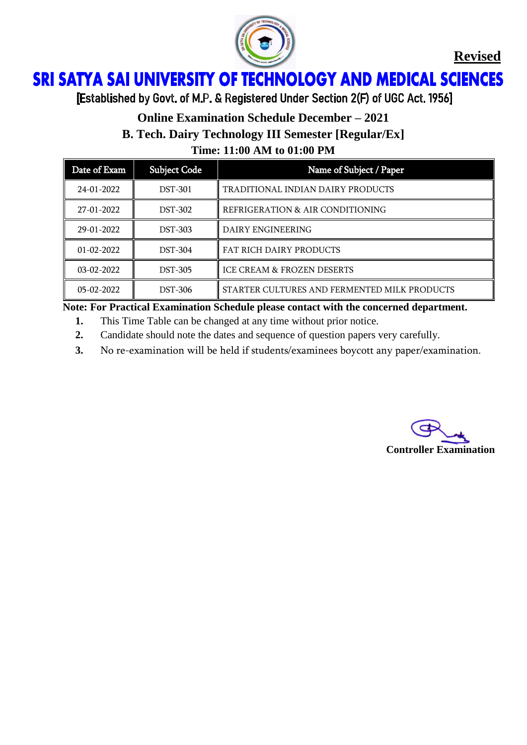**Revised**

# SRI SATYA SAI UNIVERSITY OF TECHNOLOGY AND MEDICAL SCIENCES

[Established by Govt. of M.P. & Registered Under Section 2(F) of UGC Act. 1956]

## Online Examination Schedule December – 2021

## B. Tech. Dairy Technology III Semester [Regular/Ex]

## Time: 11:00 AM to 01:00 PM

| Date of Exam | Subject Code | Name of Subject / Paper |
|---|---|---|
| 24-01-2022 | DST-301 | TRADITIONAL INDIAN DAIRY PRODUCTS |
| 27-01-2022 | DST-302 | REFRIGERATION & AIR CONDITIONING |
| 29-01-2022 | DST-303 | DAIRY ENGINEERING |
| 01-02-2022 | DST-304 | FAT RICH DAIRY PRODUCTS |
| 03-02-2022 | DST-305 | ICE CREAM & FROZEN DESERTS |
| 05-02-2022 | DST-306 | STARTER CULTURES AND FERMENTED MILK PRODUCTS |

**Note: For Practical Examination Schedule please contact with the concerned department.**

1. This Time Table can be changed at any time without prior notice.
2. Candidate should note the dates and sequence of question papers very carefully.
3. No re-examination will be held if students/examinees boycott any paper/examination.

**Controller Examination**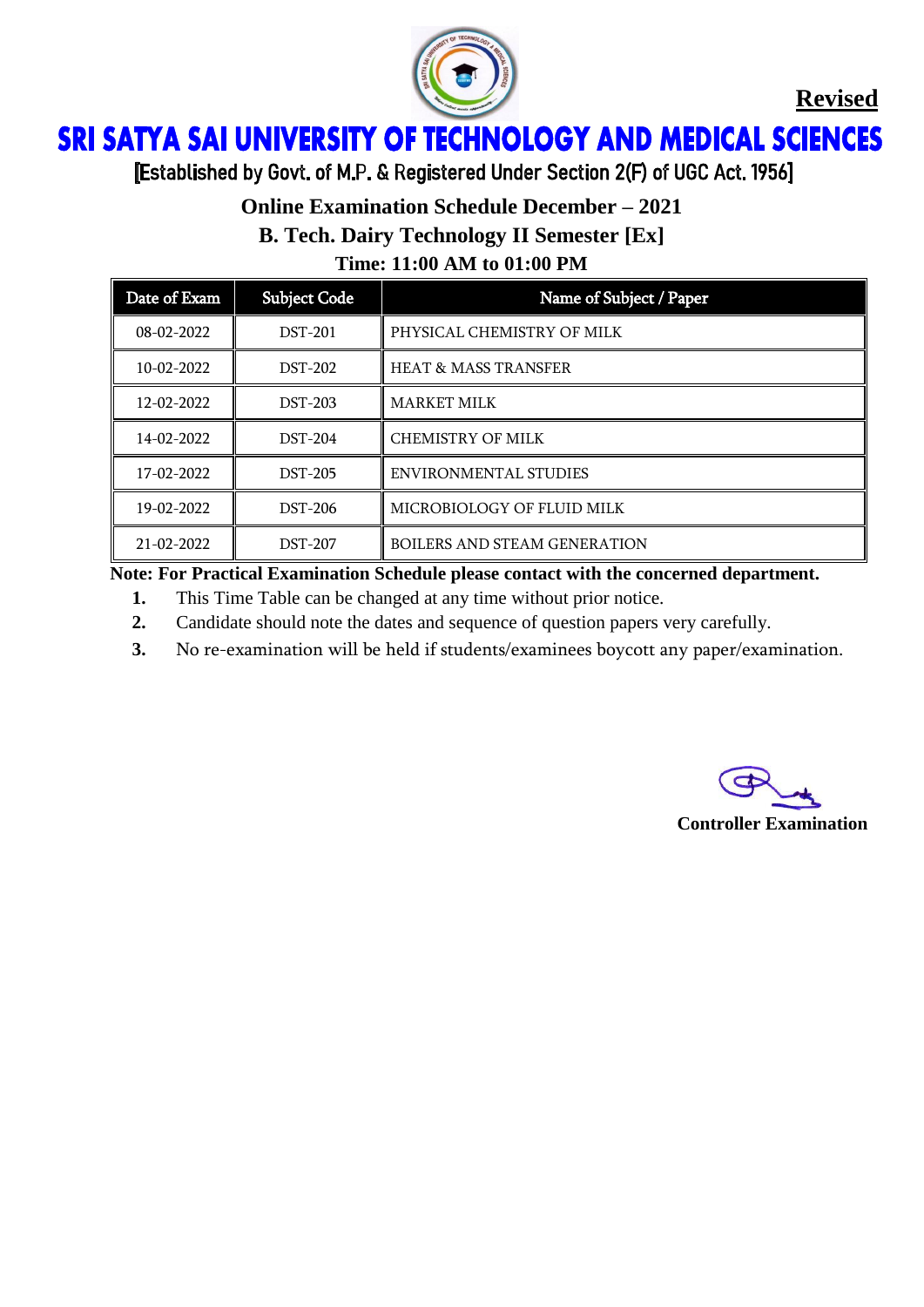**Revised**

# SRI SATYA SAI UNIVERSITY OF TECHNOLOGY AND MEDICAL SCIENCES

[Established by Govt. of M.P. & Registered Under Section 2(F) of UGC Act. 1956]

## Online Examination Schedule December – 2021

## B. Tech. Dairy Technology II Semester [Ex]

### Time: 11:00 AM to 01:00 PM

| Date of Exam | Subject Code | Name of Subject / Paper |
|---|---|---|
| 08-02-2022 | DST-201 | PHYSICAL CHEMISTRY OF MILK |
| 10-02-2022 | DST-202 | HEAT & MASS TRANSFER |
| 12-02-2022 | DST-203 | MARKET MILK |
| 14-02-2022 | DST-204 | CHEMISTRY OF MILK |
| 17-02-2022 | DST-205 | ENVIRONMENTAL STUDIES |
| 19-02-2022 | DST-206 | MICROBIOLOGY OF FLUID MILK |
| 21-02-2022 | DST-207 | BOILERS AND STEAM GENERATION |

**Note: For Practical Examination Schedule please contact with the concerned department.**

1. This Time Table can be changed at any time without prior notice.
2. Candidate should note the dates and sequence of question papers very carefully.
3. No re-examination will be held if students/examinees boycott any paper/examination.

**Controller Examination**